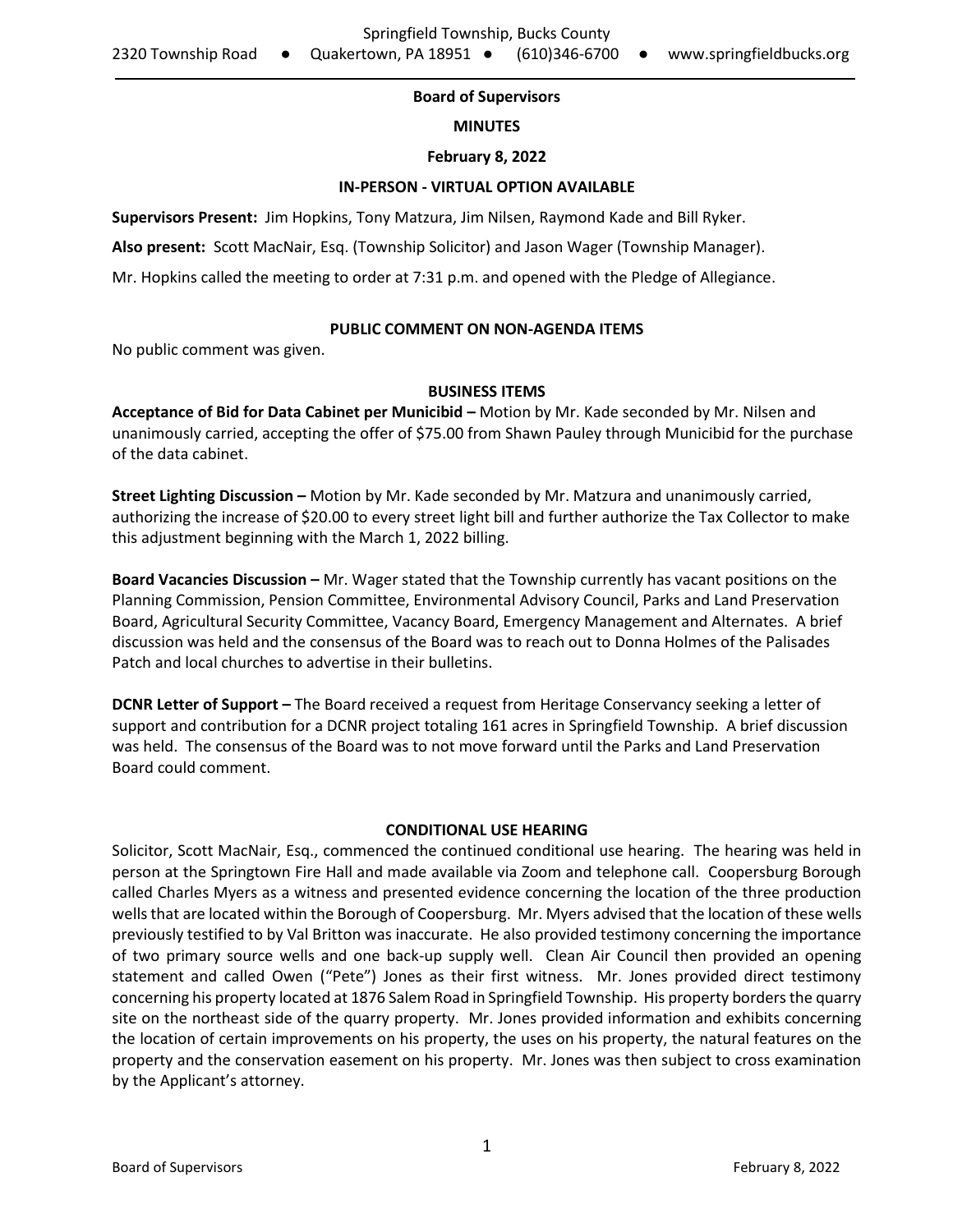Springfield Township, Bucks County

2320 Township Road ● Quakertown, PA 18951 ● (610)346-6700 ● www.springfieldbucks.org

**Board of Supervisors**

**MINUTES**

**February 8, 2022**

**IN-PERSON - VIRTUAL OPTION AVAILABLE**

**Supervisors Present:** Jim Hopkins, Tony Matzura, Jim Nilsen, Raymond Kade and Bill Ryker.

**Also present:** Scott MacNair, Esq. (Township Solicitor) and Jason Wager (Township Manager).

Mr. Hopkins called the meeting to order at 7:31 p.m. and opened with the Pledge of Allegiance.

**PUBLIC COMMENT ON NON-AGENDA ITEMS**

No public comment was given.

**BUSINESS ITEMS**

**Acceptance of Bid for Data Cabinet per Municibid –** Motion by Mr. Kade seconded by Mr. Nilsen and unanimously carried, accepting the offer of $75.00 from Shawn Pauley through Municibid for the purchase of the data cabinet.

**Street Lighting Discussion –** Motion by Mr. Kade seconded by Mr. Matzura and unanimously carried, authorizing the increase of $20.00 to every street light bill and further authorize the Tax Collector to make this adjustment beginning with the March 1, 2022 billing.

**Board Vacancies Discussion –** Mr. Wager stated that the Township currently has vacant positions on the Planning Commission, Pension Committee, Environmental Advisory Council, Parks and Land Preservation Board, Agricultural Security Committee, Vacancy Board, Emergency Management and Alternates. A brief discussion was held and the consensus of the Board was to reach out to Donna Holmes of the Palisades Patch and local churches to advertise in their bulletins.

**DCNR Letter of Support –** The Board received a request from Heritage Conservancy seeking a letter of support and contribution for a DCNR project totaling 161 acres in Springfield Township. A brief discussion was held. The consensus of the Board was to not move forward until the Parks and Land Preservation Board could comment.

**CONDITIONAL USE HEARING**

Solicitor, Scott MacNair, Esq., commenced the continued conditional use hearing. The hearing was held in person at the Springtown Fire Hall and made available via Zoom and telephone call. Coopersburg Borough called Charles Myers as a witness and presented evidence concerning the location of the three production wells that are located within the Borough of Coopersburg. Mr. Myers advised that the location of these wells previously testified to by Val Britton was inaccurate. He also provided testimony concerning the importance of two primary source wells and one back-up supply well. Clean Air Council then provided an opening statement and called Owen ("Pete") Jones as their first witness. Mr. Jones provided direct testimony concerning his property located at 1876 Salem Road in Springfield Township. His property borders the quarry site on the northeast side of the quarry property. Mr. Jones provided information and exhibits concerning the location of certain improvements on his property, the uses on his property, the natural features on the property and the conservation easement on his property. Mr. Jones was then subject to cross examination by the Applicant's attorney.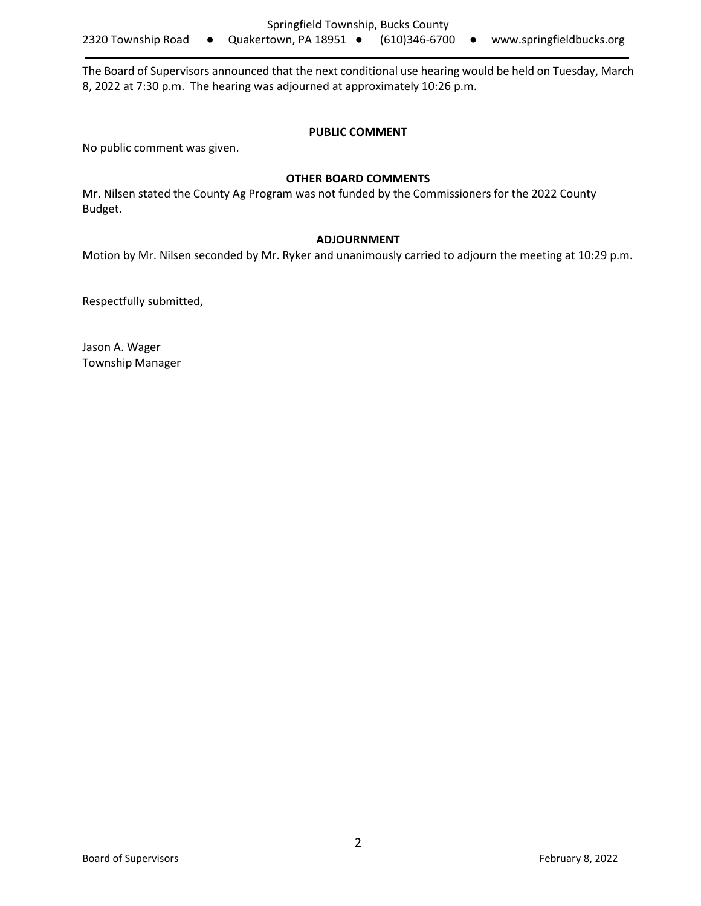The Board of Supervisors announced that the next conditional use hearing would be held on Tuesday, March 8, 2022 at 7:30 p.m. The hearing was adjourned at approximately 10:26 p.m.

## PUBLIC COMMENT

No public comment was given.

## OTHER BOARD COMMENTS

Mr. Nilsen stated the County Ag Program was not funded by the Commissioners for the 2022 County Budget.

## ADJOURNMENT

Motion by Mr. Nilsen seconded by Mr. Ryker and unanimously carried to adjourn the meeting at 10:29 p.m.

Respectfully submitted,

Jason A. Wager
Township Manager